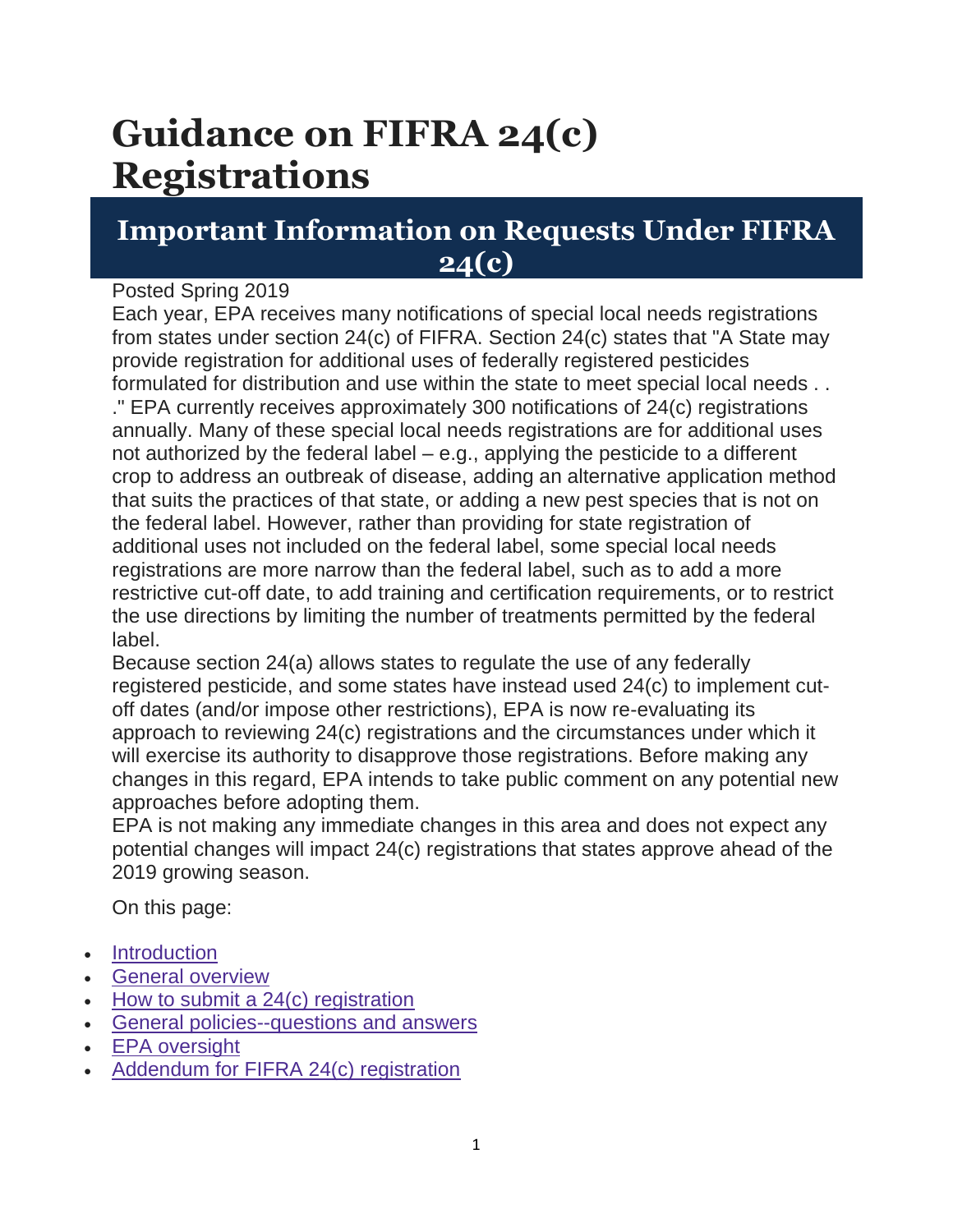# Guidance on FIFRA 24(c) Registrations

## Important Information on Requests Under FIFRA 24(c)

Posted Spring 2019

Each year, EPA receives many notifications of special local needs registrations from states under section 24(c) of FIFRA. Section 24(c) states that "A State may provide registration for additional uses of federally registered pesticides formulated for distribution and use within the state to meet special local needs . . ." EPA currently receives approximately 300 notifications of 24(c) registrations annually. Many of these special local needs registrations are for additional uses not authorized by the federal label – e.g., applying the pesticide to a different crop to address an outbreak of disease, adding an alternative application method that suits the practices of that state, or adding a new pest species that is not on the federal label. However, rather than providing for state registration of additional uses not included on the federal label, some special local needs registrations are more narrow than the federal label, such as to add a more restrictive cut-off date, to add training and certification requirements, or to restrict the use directions by limiting the number of treatments permitted by the federal label.

Because section 24(a) allows states to regulate the use of any federally registered pesticide, and some states have instead used 24(c) to implement cut-off dates (and/or impose other restrictions), EPA is now re-evaluating its approach to reviewing 24(c) registrations and the circumstances under which it will exercise its authority to disapprove those registrations. Before making any changes in this regard, EPA intends to take public comment on any potential new approaches before adopting them.

EPA is not making any immediate changes in this area and does not expect any potential changes will impact 24(c) registrations that states approve ahead of the 2019 growing season.

On this page:

- Introduction
- General overview
- How to submit a 24(c) registration
- General policies--questions and answers
- EPA oversight
- Addendum for FIFRA 24(c) registration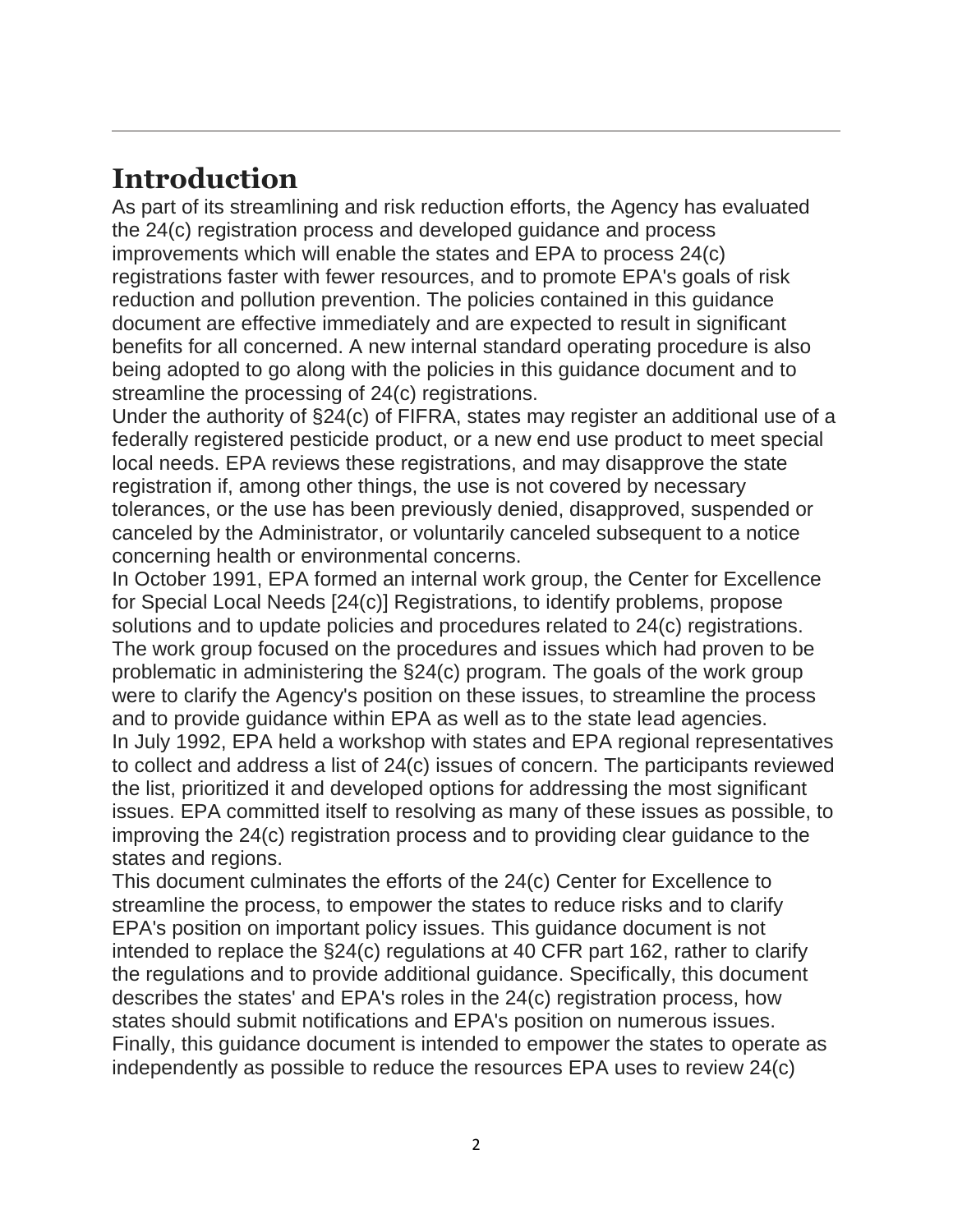## Introduction

As part of its streamlining and risk reduction efforts, the Agency has evaluated the 24(c) registration process and developed guidance and process improvements which will enable the states and EPA to process 24(c) registrations faster with fewer resources, and to promote EPA's goals of risk reduction and pollution prevention. The policies contained in this guidance document are effective immediately and are expected to result in significant benefits for all concerned. A new internal standard operating procedure is also being adopted to go along with the policies in this guidance document and to streamline the processing of 24(c) registrations.

Under the authority of §24(c) of FIFRA, states may register an additional use of a federally registered pesticide product, or a new end use product to meet special local needs. EPA reviews these registrations, and may disapprove the state registration if, among other things, the use is not covered by necessary tolerances, or the use has been previously denied, disapproved, suspended or canceled by the Administrator, or voluntarily canceled subsequent to a notice concerning health or environmental concerns.

In October 1991, EPA formed an internal work group, the Center for Excellence for Special Local Needs [24(c)] Registrations, to identify problems, propose solutions and to update policies and procedures related to 24(c) registrations. The work group focused on the procedures and issues which had proven to be problematic in administering the §24(c) program. The goals of the work group were to clarify the Agency's position on these issues, to streamline the process and to provide guidance within EPA as well as to the state lead agencies.

In July 1992, EPA held a workshop with states and EPA regional representatives to collect and address a list of 24(c) issues of concern. The participants reviewed the list, prioritized it and developed options for addressing the most significant issues. EPA committed itself to resolving as many of these issues as possible, to improving the 24(c) registration process and to providing clear guidance to the states and regions.

This document culminates the efforts of the 24(c) Center for Excellence to streamline the process, to empower the states to reduce risks and to clarify EPA's position on important policy issues. This guidance document is not intended to replace the §24(c) regulations at 40 CFR part 162, rather to clarify the regulations and to provide additional guidance. Specifically, this document describes the states' and EPA's roles in the 24(c) registration process, how states should submit notifications and EPA's position on numerous issues. Finally, this guidance document is intended to empower the states to operate as independently as possible to reduce the resources EPA uses to review 24(c)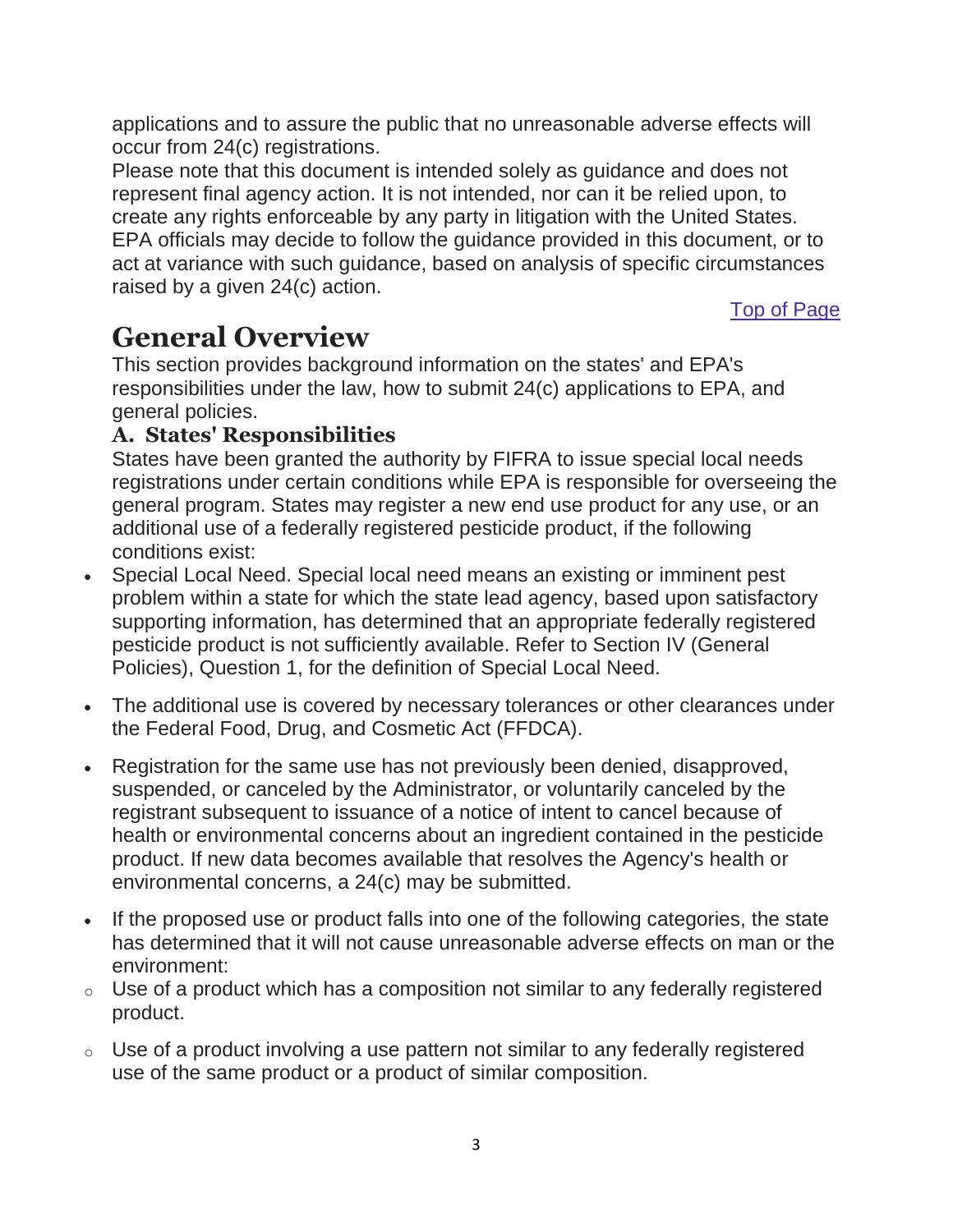applications and to assure the public that no unreasonable adverse effects will occur from 24(c) registrations.

Please note that this document is intended solely as guidance and does not represent final agency action. It is not intended, nor can it be relied upon, to create any rights enforceable by any party in litigation with the United States. EPA officials may decide to follow the guidance provided in this document, or to act at variance with such guidance, based on analysis of specific circumstances raised by a given 24(c) action.

Top of Page

# General Overview

This section provides background information on the states' and EPA's responsibilities under the law, how to submit 24(c) applications to EPA, and general policies.

### A. States' Responsibilities

States have been granted the authority by FIFRA to issue special local needs registrations under certain conditions while EPA is responsible for overseeing the general program. States may register a new end use product for any use, or an additional use of a federally registered pesticide product, if the following conditions exist:

- Special Local Need. Special local need means an existing or imminent pest problem within a state for which the state lead agency, based upon satisfactory supporting information, has determined that an appropriate federally registered pesticide product is not sufficiently available. Refer to Section IV (General Policies), Question 1, for the definition of Special Local Need.
- The additional use is covered by necessary tolerances or other clearances under the Federal Food, Drug, and Cosmetic Act (FFDCA).
- Registration for the same use has not previously been denied, disapproved, suspended, or canceled by the Administrator, or voluntarily canceled by the registrant subsequent to issuance of a notice of intent to cancel because of health or environmental concerns about an ingredient contained in the pesticide product. If new data becomes available that resolves the Agency's health or environmental concerns, a 24(c) may be submitted.
- If the proposed use or product falls into one of the following categories, the state has determined that it will not cause unreasonable adverse effects on man or the environment:
  - Use of a product which has a composition not similar to any federally registered product.
  - Use of a product involving a use pattern not similar to any federally registered use of the same product or a product of similar composition.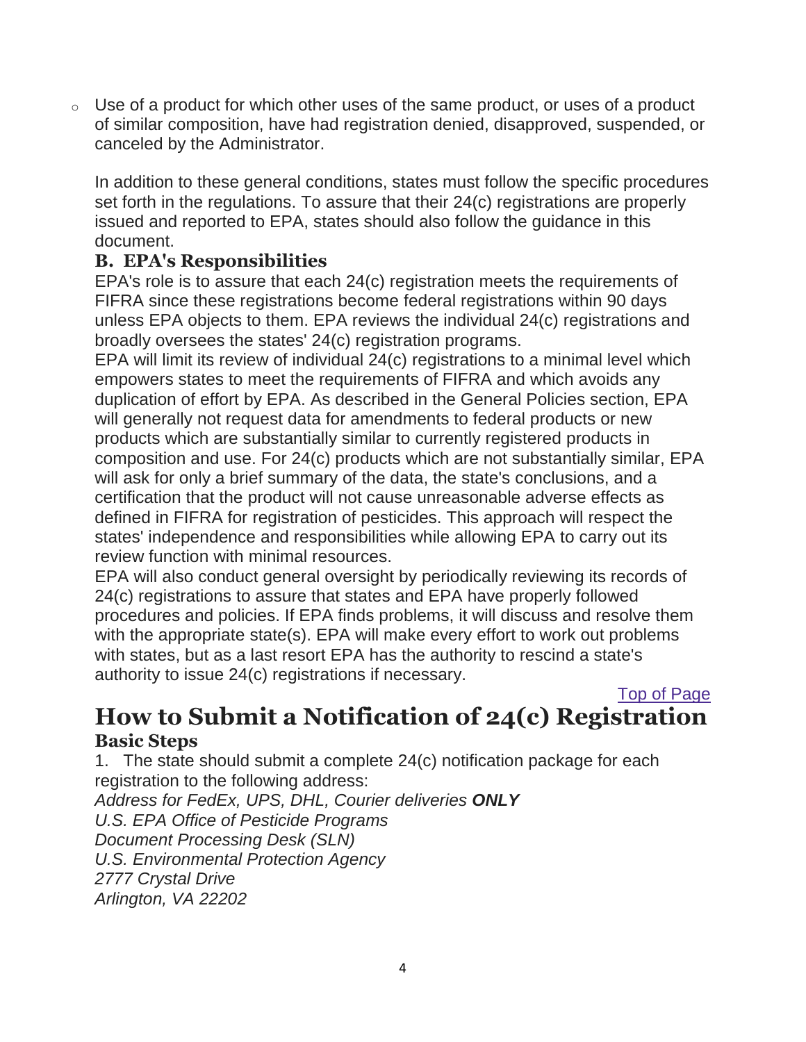- Use of a product for which other uses of the same product, or uses of a product of similar composition, have had registration denied, disapproved, suspended, or canceled by the Administrator.

  In addition to these general conditions, states must follow the specific procedures set forth in the regulations. To assure that their 24(c) registrations are properly issued and reported to EPA, states should also follow the guidance in this document.

### B. EPA's Responsibilities

EPA's role is to assure that each 24(c) registration meets the requirements of FIFRA since these registrations become federal registrations within 90 days unless EPA objects to them. EPA reviews the individual 24(c) registrations and broadly oversees the states' 24(c) registration programs.

EPA will limit its review of individual 24(c) registrations to a minimal level which empowers states to meet the requirements of FIFRA and which avoids any duplication of effort by EPA. As described in the General Policies section, EPA will generally not request data for amendments to federal products or new products which are substantially similar to currently registered products in composition and use. For 24(c) products which are not substantially similar, EPA will ask for only a brief summary of the data, the state's conclusions, and a certification that the product will not cause unreasonable adverse effects as defined in FIFRA for registration of pesticides. This approach will respect the states' independence and responsibilities while allowing EPA to carry out its review function with minimal resources.

EPA will also conduct general oversight by periodically reviewing its records of 24(c) registrations to assure that states and EPA have properly followed procedures and policies. If EPA finds problems, it will discuss and resolve them with the appropriate state(s). EPA will make every effort to work out problems with states, but as a last resort EPA has the authority to rescind a state's authority to issue 24(c) registrations if necessary.

[Top of Page]

## How to Submit a Notification of 24(c) Registration

### Basic Steps

1. The state should submit a complete 24(c) notification package for each registration to the following address:

*Address for FedEx, UPS, DHL, Courier deliveries **ONLY***
*U.S. EPA Office of Pesticide Programs*
*Document Processing Desk (SLN)*
*U.S. Environmental Protection Agency*
*2777 Crystal Drive*
*Arlington, VA 22202*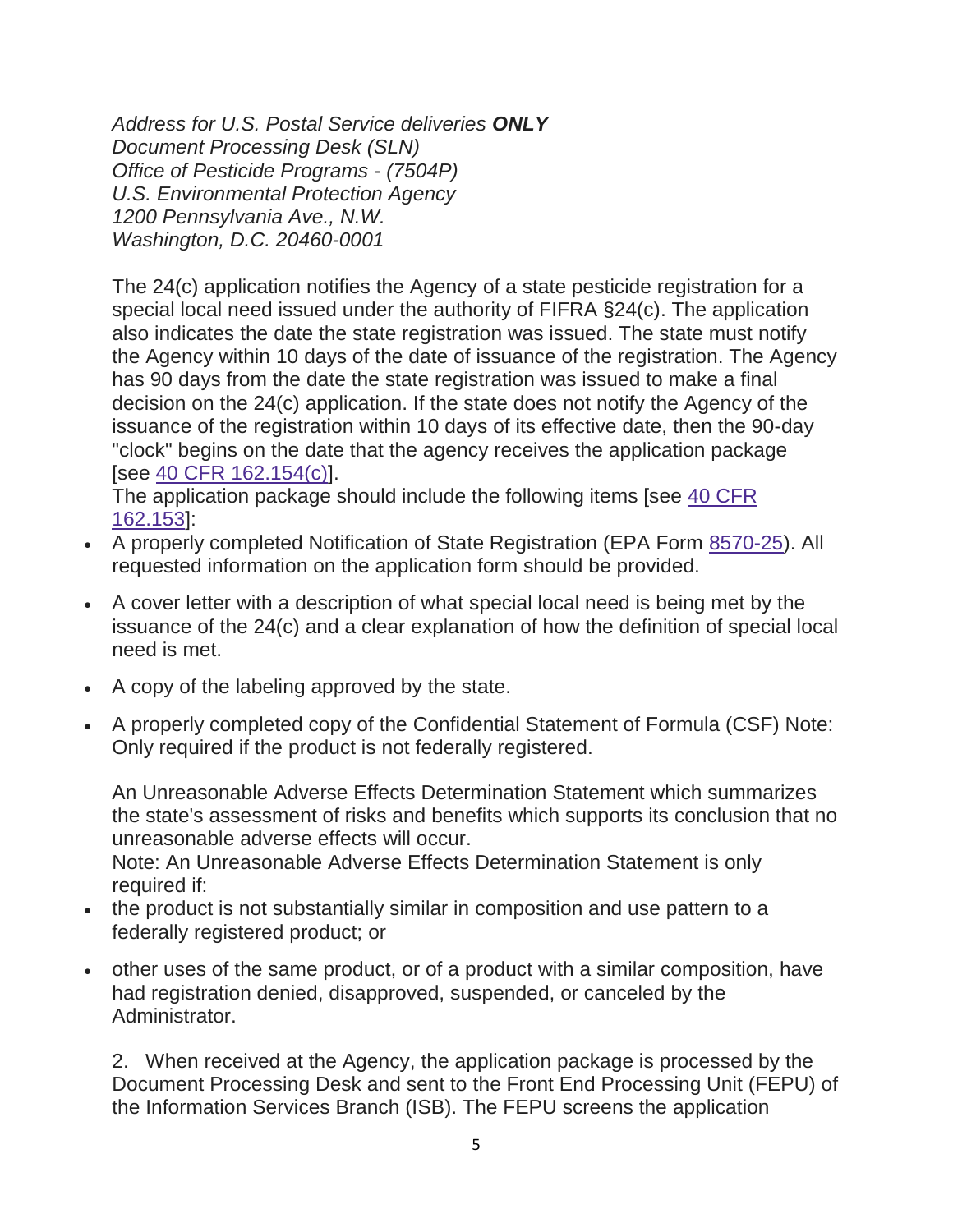*Address for U.S. Postal Service deliveries **ONLY***
*Document Processing Desk (SLN)*
*Office of Pesticide Programs - (7504P)*
*U.S. Environmental Protection Agency*
*1200 Pennsylvania Ave., N.W.*
*Washington, D.C. 20460-0001*

The 24(c) application notifies the Agency of a state pesticide registration for a special local need issued under the authority of FIFRA §24(c). The application also indicates the date the state registration was issued. The state must notify the Agency within 10 days of the date of issuance of the registration. The Agency has 90 days from the date the state registration was issued to make a final decision on the 24(c) application. If the state does not notify the Agency of the issuance of the registration within 10 days of its effective date, then the 90-day "clock" begins on the date that the agency receives the application package [see 40 CFR 162.154(c)].

The application package should include the following items [see 40 CFR 162.153]:

- A properly completed Notification of State Registration (EPA Form 8570-25). All requested information on the application form should be provided.
- A cover letter with a description of what special local need is being met by the issuance of the 24(c) and a clear explanation of how the definition of special local need is met.
- A copy of the labeling approved by the state.
- A properly completed copy of the Confidential Statement of Formula (CSF) Note: Only required if the product is not federally registered.

  An Unreasonable Adverse Effects Determination Statement which summarizes the state's assessment of risks and benefits which supports its conclusion that no unreasonable adverse effects will occur.
  Note: An Unreasonable Adverse Effects Determination Statement is only required if:
- the product is not substantially similar in composition and use pattern to a federally registered product; or
- other uses of the same product, or of a product with a similar composition, have had registration denied, disapproved, suspended, or canceled by the Administrator.

2. When received at the Agency, the application package is processed by the Document Processing Desk and sent to the Front End Processing Unit (FEPU) of the Information Services Branch (ISB). The FEPU screens the application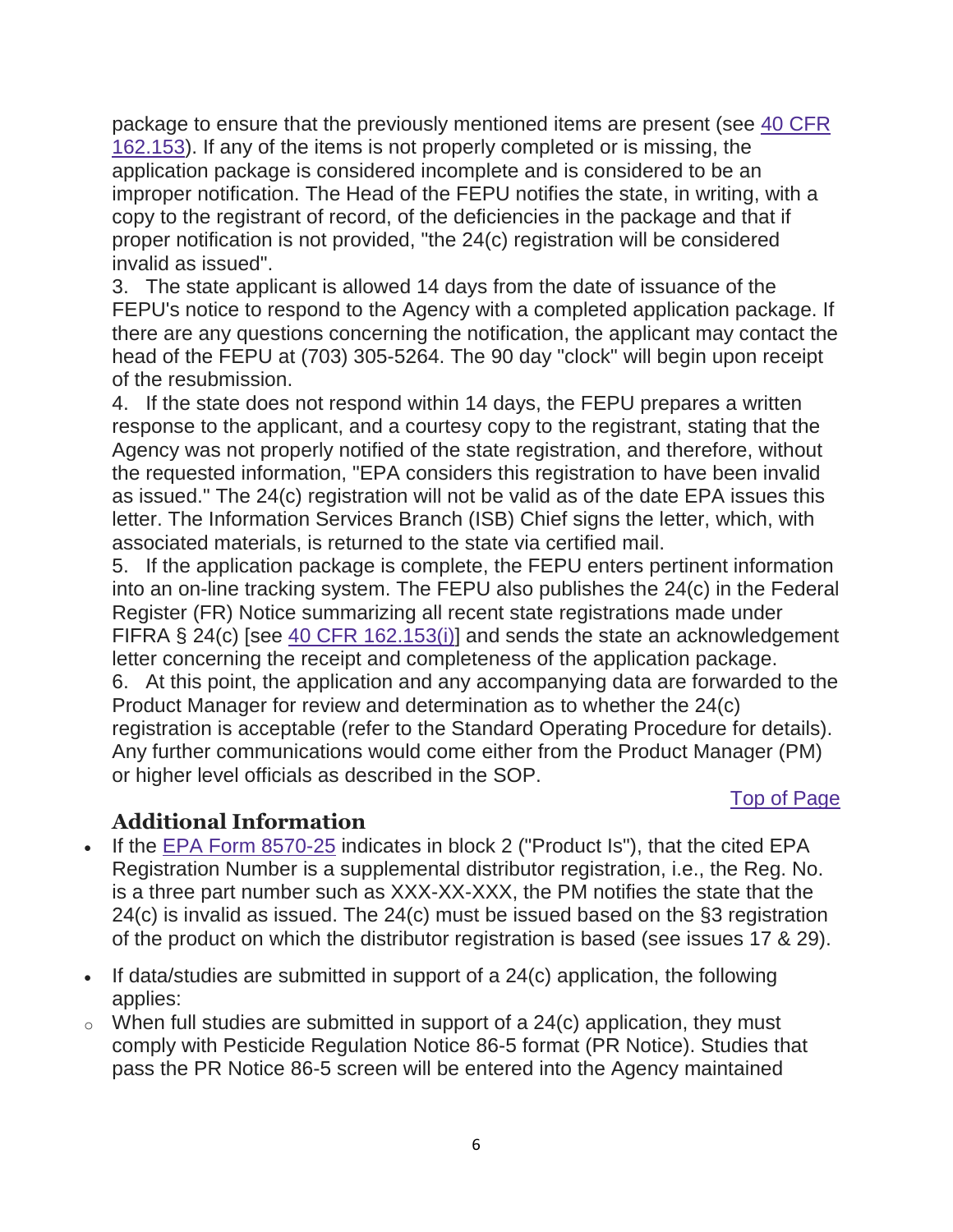package to ensure that the previously mentioned items are present (see 40 CFR 162.153). If any of the items is not properly completed or is missing, the application package is considered incomplete and is considered to be an improper notification. The Head of the FEPU notifies the state, in writing, with a copy to the registrant of record, of the deficiencies in the package and that if proper notification is not provided, "the 24(c) registration will be considered invalid as issued".

3. The state applicant is allowed 14 days from the date of issuance of the FEPU's notice to respond to the Agency with a completed application package. If there are any questions concerning the notification, the applicant may contact the head of the FEPU at (703) 305-5264. The 90 day "clock" will begin upon receipt of the resubmission.

4. If the state does not respond within 14 days, the FEPU prepares a written response to the applicant, and a courtesy copy to the registrant, stating that the Agency was not properly notified of the state registration, and therefore, without the requested information, "EPA considers this registration to have been invalid as issued." The 24(c) registration will not be valid as of the date EPA issues this letter. The Information Services Branch (ISB) Chief signs the letter, which, with associated materials, is returned to the state via certified mail.

5. If the application package is complete, the FEPU enters pertinent information into an on-line tracking system. The FEPU also publishes the 24(c) in the Federal Register (FR) Notice summarizing all recent state registrations made under FIFRA § 24(c) [see 40 CFR 162.153(i)] and sends the state an acknowledgement letter concerning the receipt and completeness of the application package.

6. At this point, the application and any accompanying data are forwarded to the Product Manager for review and determination as to whether the 24(c) registration is acceptable (refer to the Standard Operating Procedure for details). Any further communications would come either from the Product Manager (PM) or higher level officials as described in the SOP.

Top of Page

## Additional Information

- If the EPA Form 8570-25 indicates in block 2 ("Product Is"), that the cited EPA Registration Number is a supplemental distributor registration, i.e., the Reg. No. is a three part number such as XXX-XX-XXX, the PM notifies the state that the 24(c) is invalid as issued. The 24(c) must be issued based on the §3 registration of the product on which the distributor registration is based (see issues 17 & 29).
- If data/studies are submitted in support of a 24(c) application, the following applies:
  - When full studies are submitted in support of a 24(c) application, they must comply with Pesticide Regulation Notice 86-5 format (PR Notice). Studies that pass the PR Notice 86-5 screen will be entered into the Agency maintained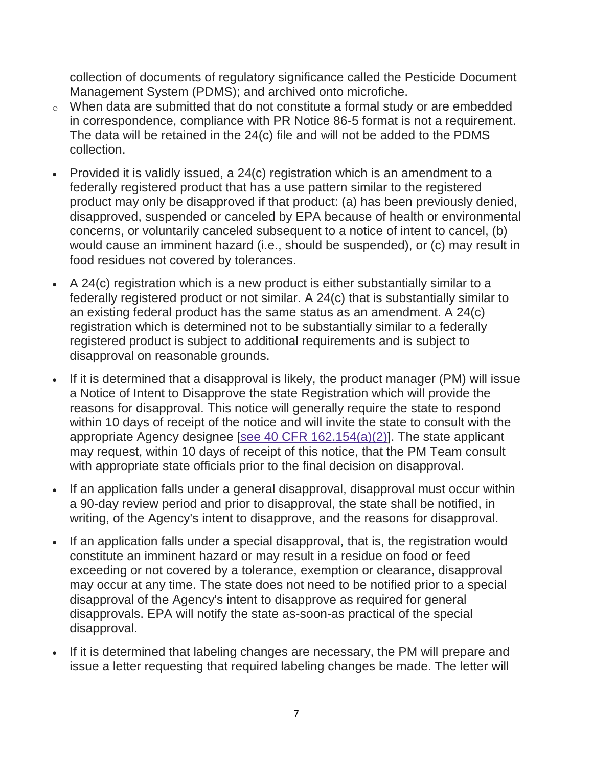collection of documents of regulatory significance called the Pesticide Document Management System (PDMS); and archived onto microfiche.

  - When data are submitted that do not constitute a formal study or are embedded in correspondence, compliance with PR Notice 86-5 format is not a requirement. The data will be retained in the 24(c) file and will not be added to the PDMS collection.

- Provided it is validly issued, a 24(c) registration which is an amendment to a federally registered product that has a use pattern similar to the registered product may only be disapproved if that product: (a) has been previously denied, disapproved, suspended or canceled by EPA because of health or environmental concerns, or voluntarily canceled subsequent to a notice of intent to cancel, (b) would cause an imminent hazard (i.e., should be suspended), or (c) may result in food residues not covered by tolerances.
- A 24(c) registration which is a new product is either substantially similar to a federally registered product or not similar. A 24(c) that is substantially similar to an existing federal product has the same status as an amendment. A 24(c) registration which is determined not to be substantially similar to a federally registered product is subject to additional requirements and is subject to disapproval on reasonable grounds.
- If it is determined that a disapproval is likely, the product manager (PM) will issue a Notice of Intent to Disapprove the state Registration which will provide the reasons for disapproval. This notice will generally require the state to respond within 10 days of receipt of the notice and will invite the state to consult with the appropriate Agency designee [see 40 CFR 162.154(a)(2)]. The state applicant may request, within 10 days of receipt of this notice, that the PM Team consult with appropriate state officials prior to the final decision on disapproval.
- If an application falls under a general disapproval, disapproval must occur within a 90-day review period and prior to disapproval, the state shall be notified, in writing, of the Agency's intent to disapprove, and the reasons for disapproval.
- If an application falls under a special disapproval, that is, the registration would constitute an imminent hazard or may result in a residue on food or feed exceeding or not covered by a tolerance, exemption or clearance, disapproval may occur at any time. The state does not need to be notified prior to a special disapproval of the Agency's intent to disapprove as required for general disapprovals. EPA will notify the state as-soon-as practical of the special disapproval.
- If it is determined that labeling changes are necessary, the PM will prepare and issue a letter requesting that required labeling changes be made. The letter will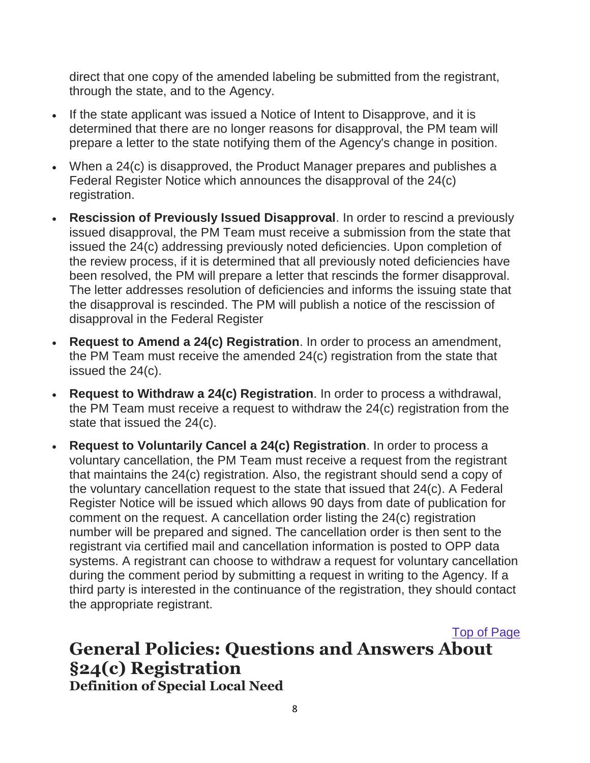direct that one copy of the amended labeling be submitted from the registrant, through the state, and to the Agency.

- If the state applicant was issued a Notice of Intent to Disapprove, and it is determined that there are no longer reasons for disapproval, the PM team will prepare a letter to the state notifying them of the Agency's change in position.
- When a 24(c) is disapproved, the Product Manager prepares and publishes a Federal Register Notice which announces the disapproval of the 24(c) registration.
- **Rescission of Previously Issued Disapproval**. In order to rescind a previously issued disapproval, the PM Team must receive a submission from the state that issued the 24(c) addressing previously noted deficiencies. Upon completion of the review process, if it is determined that all previously noted deficiencies have been resolved, the PM will prepare a letter that rescinds the former disapproval. The letter addresses resolution of deficiencies and informs the issuing state that the disapproval is rescinded. The PM will publish a notice of the rescission of disapproval in the Federal Register
- **Request to Amend a 24(c) Registration**. In order to process an amendment, the PM Team must receive the amended 24(c) registration from the state that issued the 24(c).
- **Request to Withdraw a 24(c) Registration**. In order to process a withdrawal, the PM Team must receive a request to withdraw the 24(c) registration from the state that issued the 24(c).
- **Request to Voluntarily Cancel a 24(c) Registration**. In order to process a voluntary cancellation, the PM Team must receive a request from the registrant that maintains the 24(c) registration. Also, the registrant should send a copy of the voluntary cancellation request to the state that issued that 24(c). A Federal Register Notice will be issued which allows 90 days from date of publication for comment on the request. A cancellation order listing the 24(c) registration number will be prepared and signed. The cancellation order is then sent to the registrant via certified mail and cancellation information is posted to OPP data systems. A registrant can choose to withdraw a request for voluntary cancellation during the comment period by submitting a request in writing to the Agency. If a third party is interested in the continuance of the registration, they should contact the appropriate registrant.

Top of Page

## General Policies: Questions and Answers About §24(c) Registration

### Definition of Special Local Need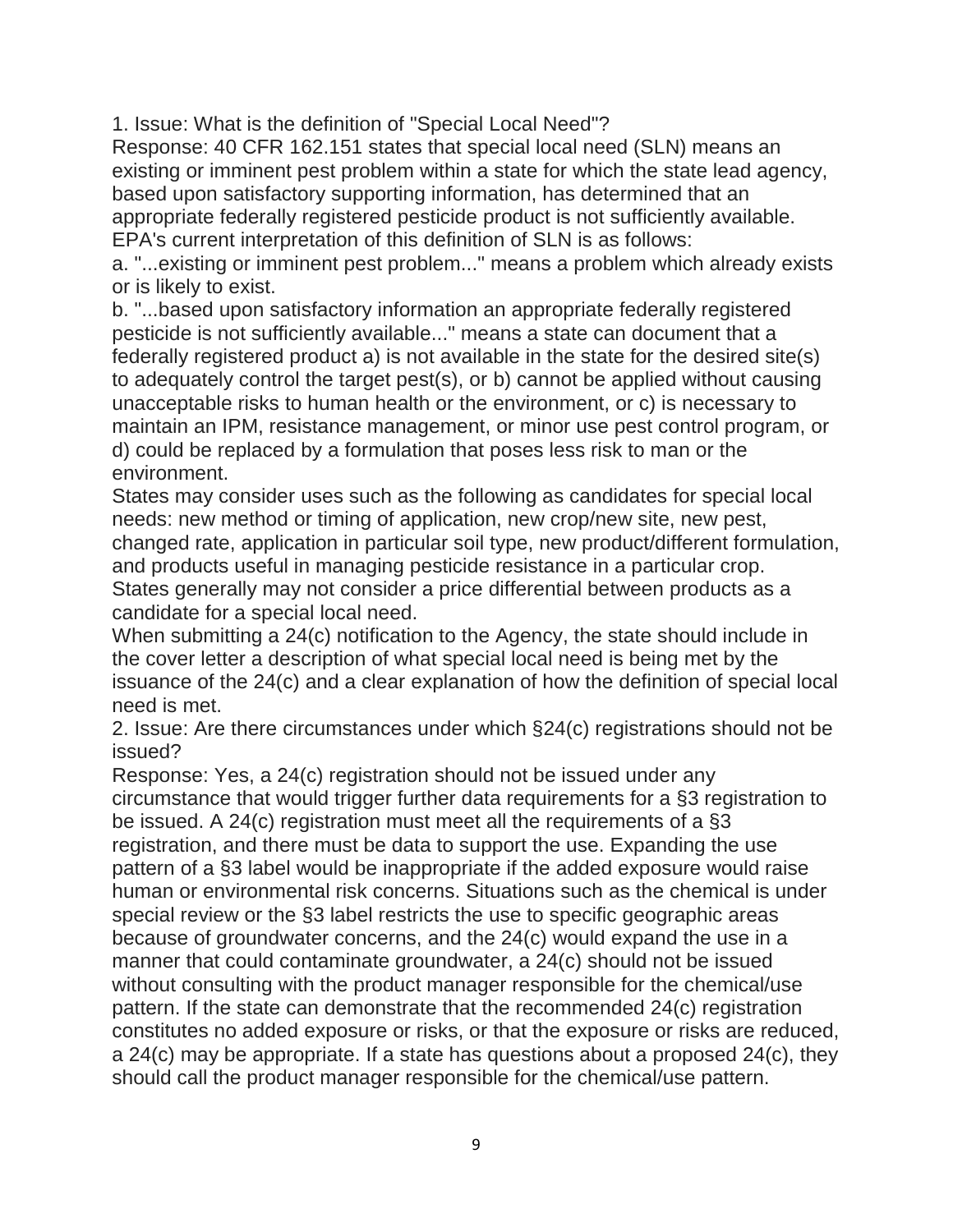1. Issue: What is the definition of "Special Local Need"?

Response: 40 CFR 162.151 states that special local need (SLN) means an existing or imminent pest problem within a state for which the state lead agency, based upon satisfactory supporting information, has determined that an appropriate federally registered pesticide product is not sufficiently available. EPA's current interpretation of this definition of SLN is as follows:

a. "...existing or imminent pest problem..." means a problem which already exists or is likely to exist.

b. "...based upon satisfactory information an appropriate federally registered pesticide is not sufficiently available..." means a state can document that a federally registered product a) is not available in the state for the desired site(s) to adequately control the target pest(s), or b) cannot be applied without causing unacceptable risks to human health or the environment, or c) is necessary to maintain an IPM, resistance management, or minor use pest control program, or d) could be replaced by a formulation that poses less risk to man or the environment.

States may consider uses such as the following as candidates for special local needs: new method or timing of application, new crop/new site, new pest, changed rate, application in particular soil type, new product/different formulation, and products useful in managing pesticide resistance in a particular crop.

States generally may not consider a price differential between products as a candidate for a special local need.

When submitting a 24(c) notification to the Agency, the state should include in the cover letter a description of what special local need is being met by the issuance of the 24(c) and a clear explanation of how the definition of special local need is met.

2. Issue: Are there circumstances under which §24(c) registrations should not be issued?

Response: Yes, a 24(c) registration should not be issued under any circumstance that would trigger further data requirements for a §3 registration to be issued. A 24(c) registration must meet all the requirements of a §3 registration, and there must be data to support the use. Expanding the use pattern of a §3 label would be inappropriate if the added exposure would raise human or environmental risk concerns. Situations such as the chemical is under special review or the §3 label restricts the use to specific geographic areas because of groundwater concerns, and the 24(c) would expand the use in a manner that could contaminate groundwater, a 24(c) should not be issued without consulting with the product manager responsible for the chemical/use pattern. If the state can demonstrate that the recommended 24(c) registration constitutes no added exposure or risks, or that the exposure or risks are reduced, a 24(c) may be appropriate. If a state has questions about a proposed 24(c), they should call the product manager responsible for the chemical/use pattern.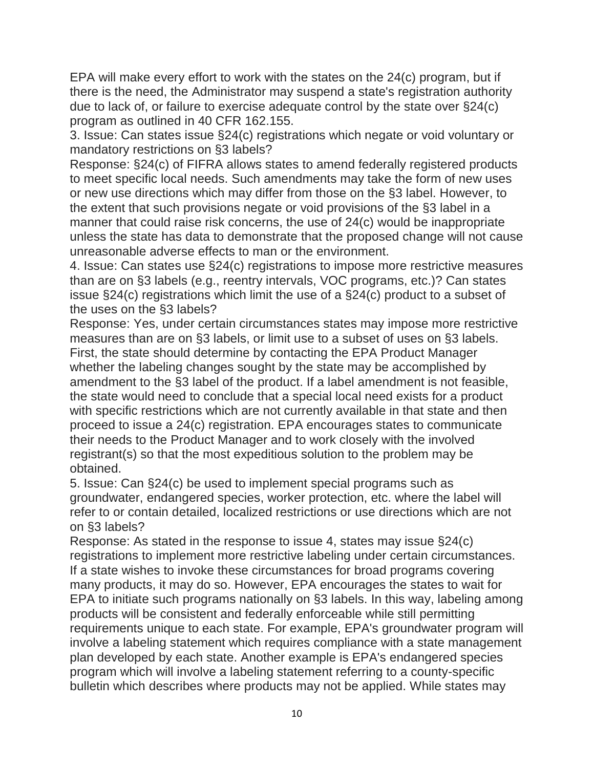EPA will make every effort to work with the states on the 24(c) program, but if there is the need, the Administrator may suspend a state's registration authority due to lack of, or failure to exercise adequate control by the state over §24(c) program as outlined in 40 CFR 162.155.

3. Issue: Can states issue §24(c) registrations which negate or void voluntary or mandatory restrictions on §3 labels?

Response: §24(c) of FIFRA allows states to amend federally registered products to meet specific local needs. Such amendments may take the form of new uses or new use directions which may differ from those on the §3 label. However, to the extent that such provisions negate or void provisions of the §3 label in a manner that could raise risk concerns, the use of 24(c) would be inappropriate unless the state has data to demonstrate that the proposed change will not cause unreasonable adverse effects to man or the environment.

4. Issue: Can states use §24(c) registrations to impose more restrictive measures than are on §3 labels (e.g., reentry intervals, VOC programs, etc.)? Can states issue §24(c) registrations which limit the use of a §24(c) product to a subset of the uses on the §3 labels?

Response: Yes, under certain circumstances states may impose more restrictive measures than are on §3 labels, or limit use to a subset of uses on §3 labels. First, the state should determine by contacting the EPA Product Manager whether the labeling changes sought by the state may be accomplished by amendment to the §3 label of the product. If a label amendment is not feasible, the state would need to conclude that a special local need exists for a product with specific restrictions which are not currently available in that state and then proceed to issue a 24(c) registration. EPA encourages states to communicate their needs to the Product Manager and to work closely with the involved registrant(s) so that the most expeditious solution to the problem may be obtained.

5. Issue: Can §24(c) be used to implement special programs such as groundwater, endangered species, worker protection, etc. where the label will refer to or contain detailed, localized restrictions or use directions which are not on §3 labels?

Response: As stated in the response to issue 4, states may issue §24(c) registrations to implement more restrictive labeling under certain circumstances. If a state wishes to invoke these circumstances for broad programs covering many products, it may do so. However, EPA encourages the states to wait for EPA to initiate such programs nationally on §3 labels. In this way, labeling among products will be consistent and federally enforceable while still permitting requirements unique to each state. For example, EPA's groundwater program will involve a labeling statement which requires compliance with a state management plan developed by each state. Another example is EPA's endangered species program which will involve a labeling statement referring to a county-specific bulletin which describes where products may not be applied. While states may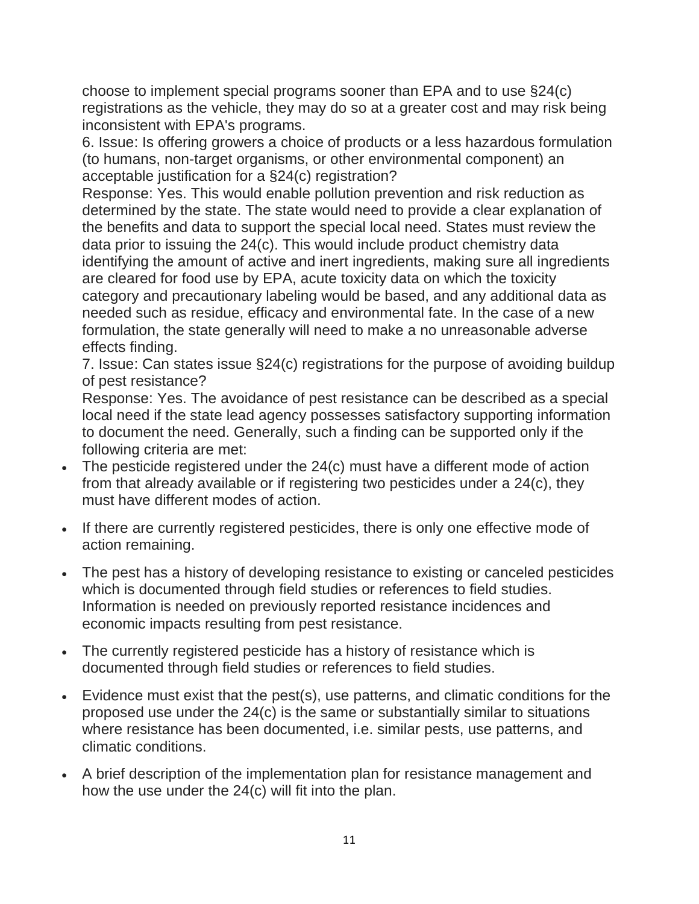choose to implement special programs sooner than EPA and to use §24(c) registrations as the vehicle, they may do so at a greater cost and may risk being inconsistent with EPA's programs.

6. Issue: Is offering growers a choice of products or a less hazardous formulation (to humans, non-target organisms, or other environmental component) an acceptable justification for a §24(c) registration?

Response: Yes. This would enable pollution prevention and risk reduction as determined by the state. The state would need to provide a clear explanation of the benefits and data to support the special local need. States must review the data prior to issuing the 24(c). This would include product chemistry data identifying the amount of active and inert ingredients, making sure all ingredients are cleared for food use by EPA, acute toxicity data on which the toxicity category and precautionary labeling would be based, and any additional data as needed such as residue, efficacy and environmental fate. In the case of a new formulation, the state generally will need to make a no unreasonable adverse effects finding.

7. Issue: Can states issue §24(c) registrations for the purpose of avoiding buildup of pest resistance?

Response: Yes. The avoidance of pest resistance can be described as a special local need if the state lead agency possesses satisfactory supporting information to document the need. Generally, such a finding can be supported only if the following criteria are met:

- The pesticide registered under the 24(c) must have a different mode of action from that already available or if registering two pesticides under a 24(c), they must have different modes of action.
- If there are currently registered pesticides, there is only one effective mode of action remaining.
- The pest has a history of developing resistance to existing or canceled pesticides which is documented through field studies or references to field studies. Information is needed on previously reported resistance incidences and economic impacts resulting from pest resistance.
- The currently registered pesticide has a history of resistance which is documented through field studies or references to field studies.
- Evidence must exist that the pest(s), use patterns, and climatic conditions for the proposed use under the 24(c) is the same or substantially similar to situations where resistance has been documented, i.e. similar pests, use patterns, and climatic conditions.
- A brief description of the implementation plan for resistance management and how the use under the 24(c) will fit into the plan.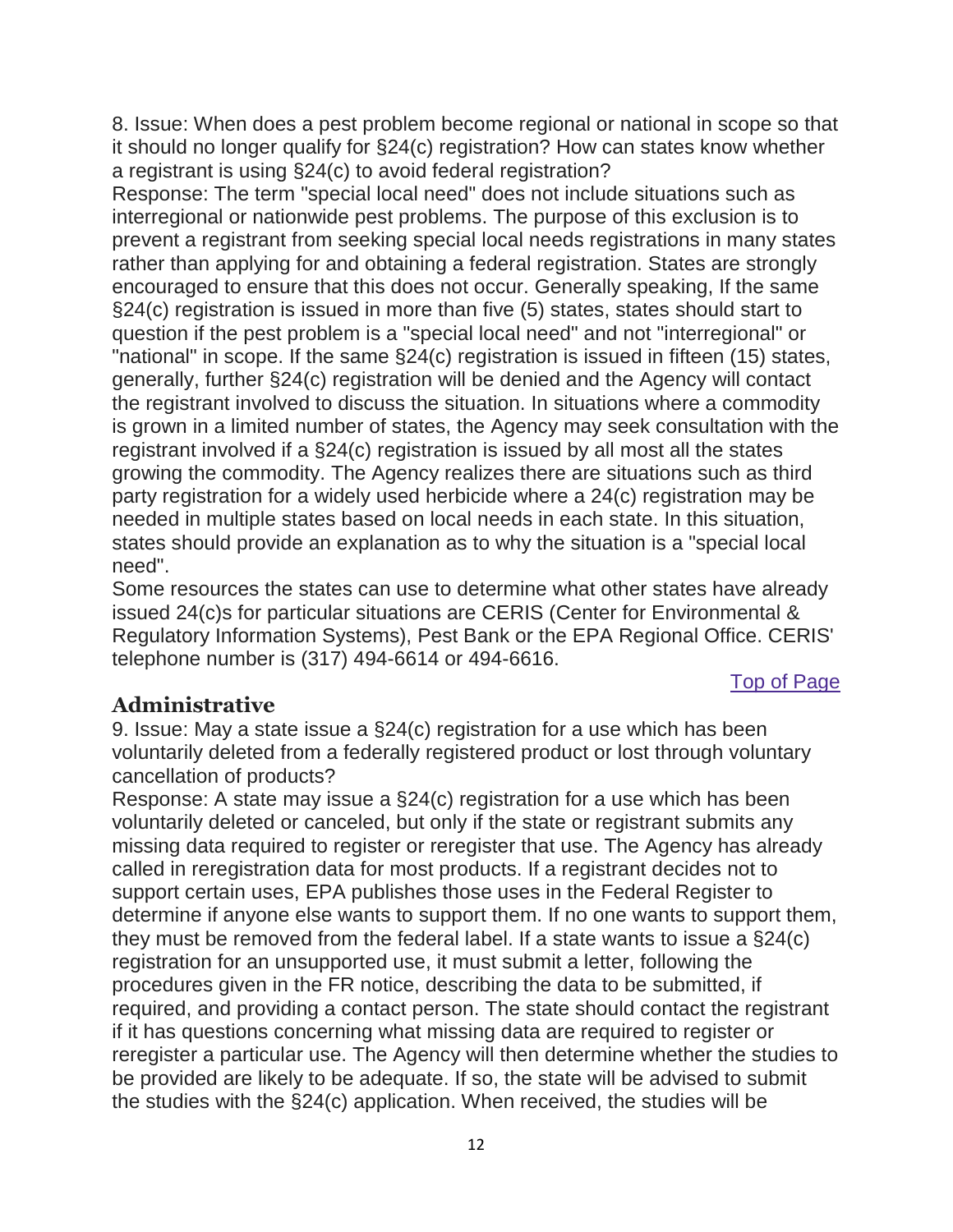8. Issue: When does a pest problem become regional or national in scope so that it should no longer qualify for §24(c) registration? How can states know whether a registrant is using §24(c) to avoid federal registration?

Response: The term "special local need" does not include situations such as interregional or nationwide pest problems. The purpose of this exclusion is to prevent a registrant from seeking special local needs registrations in many states rather than applying for and obtaining a federal registration. States are strongly encouraged to ensure that this does not occur. Generally speaking, If the same §24(c) registration is issued in more than five (5) states, states should start to question if the pest problem is a "special local need" and not "interregional" or "national" in scope. If the same §24(c) registration is issued in fifteen (15) states, generally, further §24(c) registration will be denied and the Agency will contact the registrant involved to discuss the situation. In situations where a commodity is grown in a limited number of states, the Agency may seek consultation with the registrant involved if a §24(c) registration is issued by all most all the states growing the commodity. The Agency realizes there are situations such as third party registration for a widely used herbicide where a 24(c) registration may be needed in multiple states based on local needs in each state. In this situation, states should provide an explanation as to why the situation is a "special local need".

Some resources the states can use to determine what other states have already issued 24(c)s for particular situations are CERIS (Center for Environmental & Regulatory Information Systems), Pest Bank or the EPA Regional Office. CERIS' telephone number is (317) 494-6614 or 494-6616.

Top of Page

## Administrative

9. Issue: May a state issue a §24(c) registration for a use which has been voluntarily deleted from a federally registered product or lost through voluntary cancellation of products?

Response: A state may issue a §24(c) registration for a use which has been voluntarily deleted or canceled, but only if the state or registrant submits any missing data required to register or reregister that use. The Agency has already called in reregistration data for most products. If a registrant decides not to support certain uses, EPA publishes those uses in the Federal Register to determine if anyone else wants to support them. If no one wants to support them, they must be removed from the federal label. If a state wants to issue a §24(c) registration for an unsupported use, it must submit a letter, following the procedures given in the FR notice, describing the data to be submitted, if required, and providing a contact person. The state should contact the registrant if it has questions concerning what missing data are required to register or reregister a particular use. The Agency will then determine whether the studies to be provided are likely to be adequate. If so, the state will be advised to submit the studies with the §24(c) application. When received, the studies will be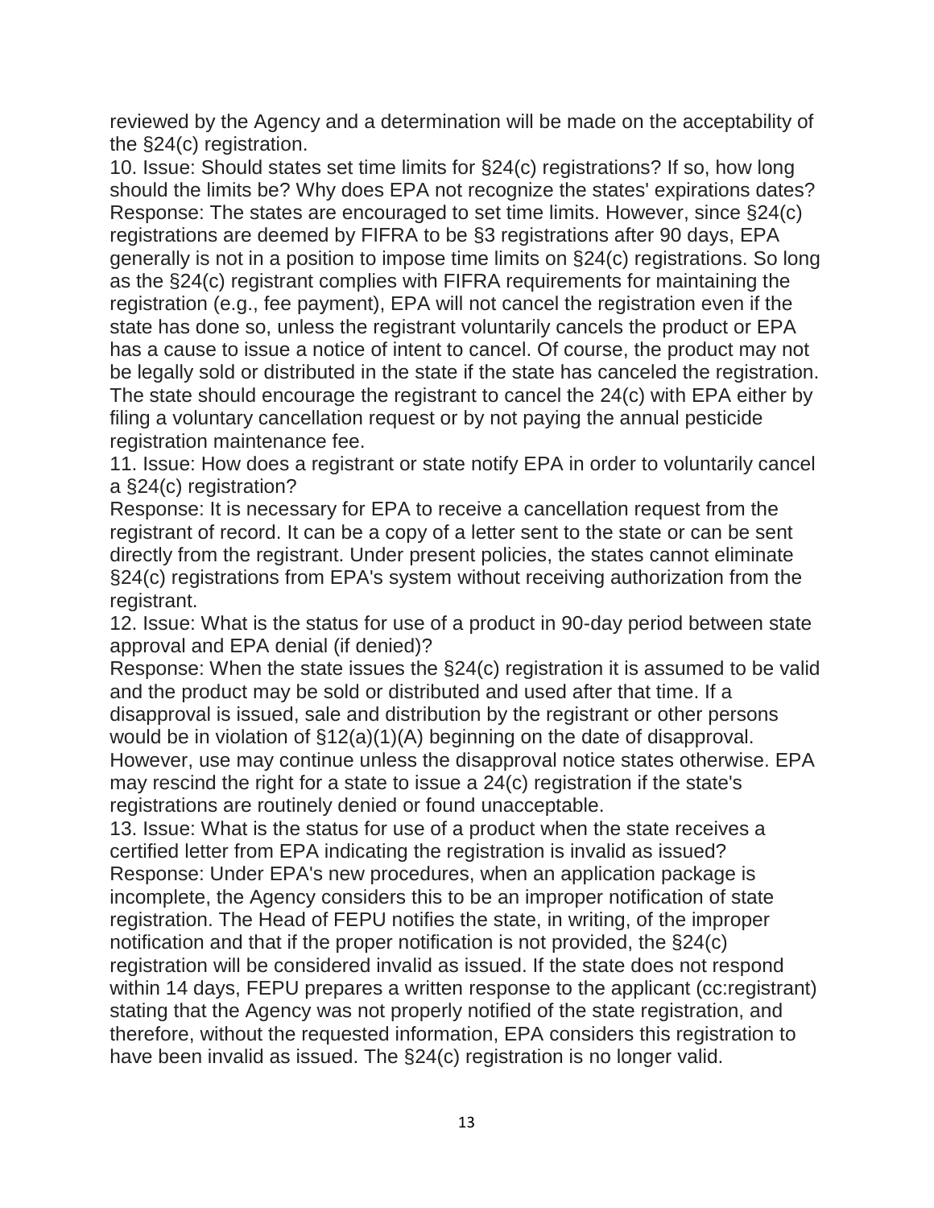reviewed by the Agency and a determination will be made on the acceptability of the §24(c) registration.

10. Issue: Should states set time limits for §24(c) registrations? If so, how long should the limits be? Why does EPA not recognize the states' expirations dates?

Response: The states are encouraged to set time limits. However, since §24(c) registrations are deemed by FIFRA to be §3 registrations after 90 days, EPA generally is not in a position to impose time limits on §24(c) registrations. So long as the §24(c) registrant complies with FIFRA requirements for maintaining the registration (e.g., fee payment), EPA will not cancel the registration even if the state has done so, unless the registrant voluntarily cancels the product or EPA has a cause to issue a notice of intent to cancel. Of course, the product may not be legally sold or distributed in the state if the state has canceled the registration. The state should encourage the registrant to cancel the 24(c) with EPA either by filing a voluntary cancellation request or by not paying the annual pesticide registration maintenance fee.

11. Issue: How does a registrant or state notify EPA in order to voluntarily cancel a §24(c) registration?

Response: It is necessary for EPA to receive a cancellation request from the registrant of record. It can be a copy of a letter sent to the state or can be sent directly from the registrant. Under present policies, the states cannot eliminate §24(c) registrations from EPA's system without receiving authorization from the registrant.

12. Issue: What is the status for use of a product in 90-day period between state approval and EPA denial (if denied)?

Response: When the state issues the §24(c) registration it is assumed to be valid and the product may be sold or distributed and used after that time. If a disapproval is issued, sale and distribution by the registrant or other persons would be in violation of §12(a)(1)(A) beginning on the date of disapproval. However, use may continue unless the disapproval notice states otherwise. EPA may rescind the right for a state to issue a 24(c) registration if the state's registrations are routinely denied or found unacceptable.

13. Issue: What is the status for use of a product when the state receives a certified letter from EPA indicating the registration is invalid as issued?

Response: Under EPA's new procedures, when an application package is incomplete, the Agency considers this to be an improper notification of state registration. The Head of FEPU notifies the state, in writing, of the improper notification and that if the proper notification is not provided, the §24(c) registration will be considered invalid as issued. If the state does not respond within 14 days, FEPU prepares a written response to the applicant (cc:registrant) stating that the Agency was not properly notified of the state registration, and therefore, without the requested information, EPA considers this registration to have been invalid as issued. The §24(c) registration is no longer valid.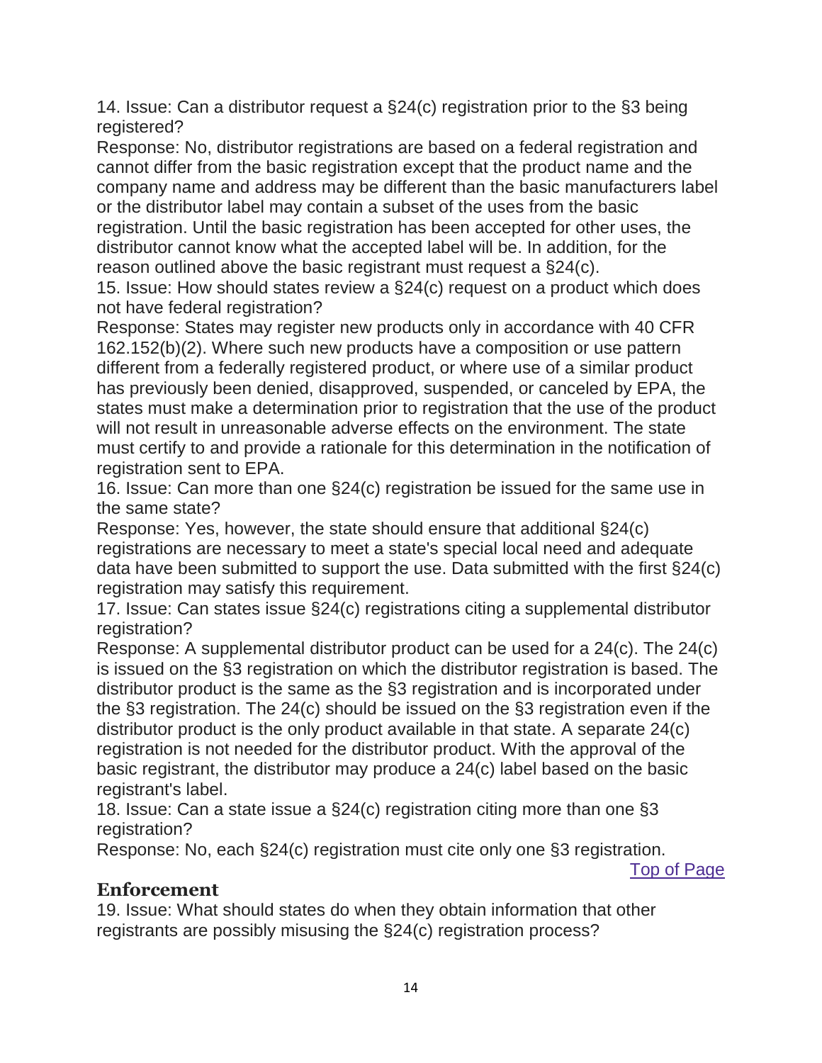14. Issue: Can a distributor request a §24(c) registration prior to the §3 being registered?

Response: No, distributor registrations are based on a federal registration and cannot differ from the basic registration except that the product name and the company name and address may be different than the basic manufacturers label or the distributor label may contain a subset of the uses from the basic registration. Until the basic registration has been accepted for other uses, the distributor cannot know what the accepted label will be. In addition, for the reason outlined above the basic registrant must request a §24(c).

15. Issue: How should states review a §24(c) request on a product which does not have federal registration?

Response: States may register new products only in accordance with 40 CFR 162.152(b)(2). Where such new products have a composition or use pattern different from a federally registered product, or where use of a similar product has previously been denied, disapproved, suspended, or canceled by EPA, the states must make a determination prior to registration that the use of the product will not result in unreasonable adverse effects on the environment. The state must certify to and provide a rationale for this determination in the notification of registration sent to EPA.

16. Issue: Can more than one §24(c) registration be issued for the same use in the same state?

Response: Yes, however, the state should ensure that additional §24(c) registrations are necessary to meet a state's special local need and adequate data have been submitted to support the use. Data submitted with the first §24(c) registration may satisfy this requirement.

17. Issue: Can states issue §24(c) registrations citing a supplemental distributor registration?

Response: A supplemental distributor product can be used for a 24(c). The 24(c) is issued on the §3 registration on which the distributor registration is based. The distributor product is the same as the §3 registration and is incorporated under the §3 registration. The 24(c) should be issued on the §3 registration even if the distributor product is the only product available in that state. A separate 24(c) registration is not needed for the distributor product. With the approval of the basic registrant, the distributor may produce a 24(c) label based on the basic registrant's label.

18. Issue: Can a state issue a §24(c) registration citing more than one §3 registration?

Response: No, each §24(c) registration must cite only one §3 registration.

Top of Page

## Enforcement

19. Issue: What should states do when they obtain information that other registrants are possibly misusing the §24(c) registration process?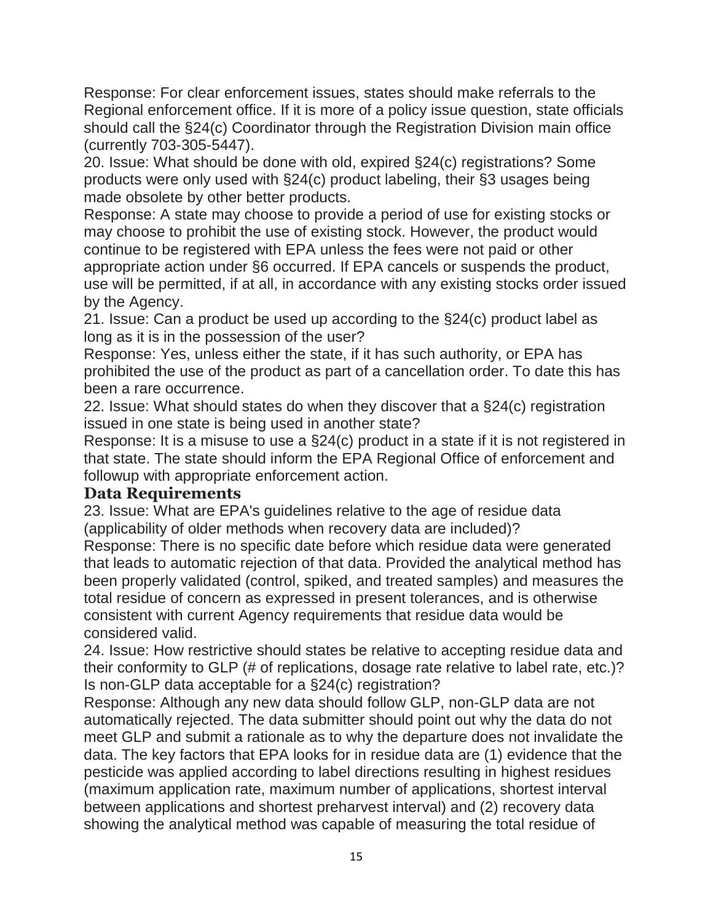Response: For clear enforcement issues, states should make referrals to the Regional enforcement office. If it is more of a policy issue question, state officials should call the §24(c) Coordinator through the Registration Division main office (currently 703-305-5447).

20. Issue: What should be done with old, expired §24(c) registrations? Some products were only used with §24(c) product labeling, their §3 usages being made obsolete by other better products.

Response: A state may choose to provide a period of use for existing stocks or may choose to prohibit the use of existing stock. However, the product would continue to be registered with EPA unless the fees were not paid or other appropriate action under §6 occurred. If EPA cancels or suspends the product, use will be permitted, if at all, in accordance with any existing stocks order issued by the Agency.

21. Issue: Can a product be used up according to the §24(c) product label as long as it is in the possession of the user?

Response: Yes, unless either the state, if it has such authority, or EPA has prohibited the use of the product as part of a cancellation order. To date this has been a rare occurrence.

22. Issue: What should states do when they discover that a §24(c) registration issued in one state is being used in another state?

Response: It is a misuse to use a §24(c) product in a state if it is not registered in that state. The state should inform the EPA Regional Office of enforcement and followup with appropriate enforcement action.

### Data Requirements

23. Issue: What are EPA's guidelines relative to the age of residue data (applicability of older methods when recovery data are included)?

Response: There is no specific date before which residue data were generated that leads to automatic rejection of that data. Provided the analytical method has been properly validated (control, spiked, and treated samples) and measures the total residue of concern as expressed in present tolerances, and is otherwise consistent with current Agency requirements that residue data would be considered valid.

24. Issue: How restrictive should states be relative to accepting residue data and their conformity to GLP (# of replications, dosage rate relative to label rate, etc.)? Is non-GLP data acceptable for a §24(c) registration?

Response: Although any new data should follow GLP, non-GLP data are not automatically rejected. The data submitter should point out why the data do not meet GLP and submit a rationale as to why the departure does not invalidate the data. The key factors that EPA looks for in residue data are (1) evidence that the pesticide was applied according to label directions resulting in highest residues (maximum application rate, maximum number of applications, shortest interval between applications and shortest preharvest interval) and (2) recovery data showing the analytical method was capable of measuring the total residue of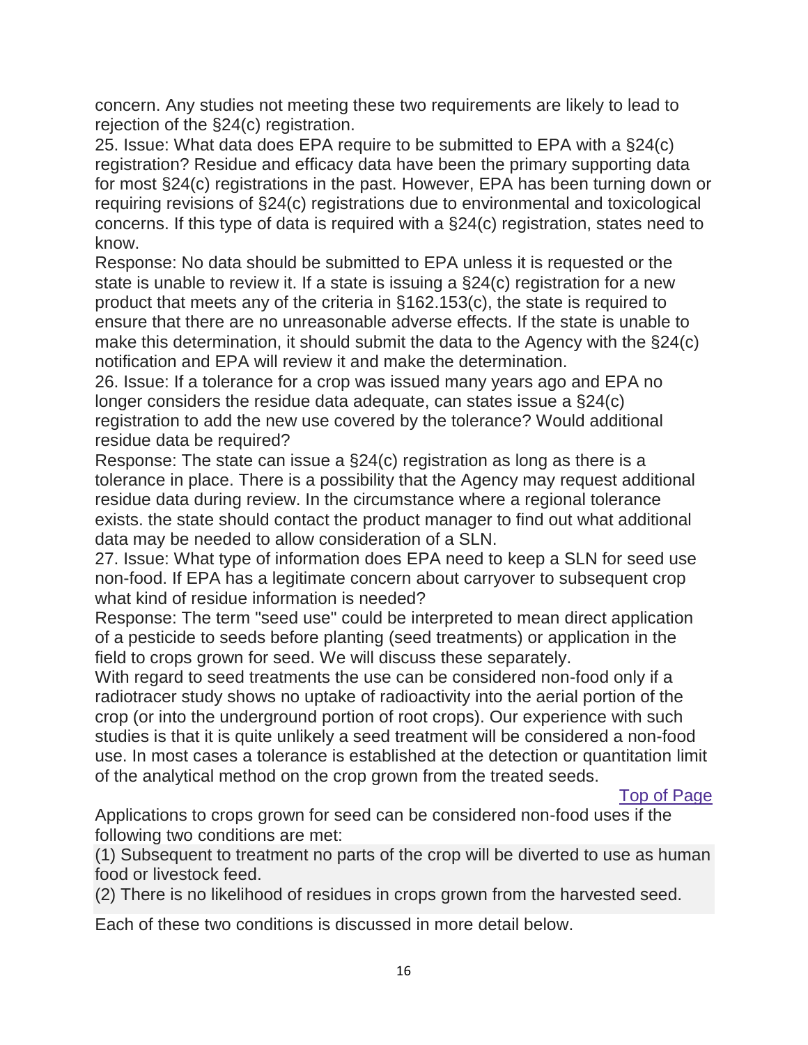concern. Any studies not meeting these two requirements are likely to lead to rejection of the §24(c) registration.

25. Issue: What data does EPA require to be submitted to EPA with a §24(c) registration? Residue and efficacy data have been the primary supporting data for most §24(c) registrations in the past. However, EPA has been turning down or requiring revisions of §24(c) registrations due to environmental and toxicological concerns. If this type of data is required with a §24(c) registration, states need to know.

Response: No data should be submitted to EPA unless it is requested or the state is unable to review it. If a state is issuing a §24(c) registration for a new product that meets any of the criteria in §162.153(c), the state is required to ensure that there are no unreasonable adverse effects. If the state is unable to make this determination, it should submit the data to the Agency with the §24(c) notification and EPA will review it and make the determination.

26. Issue: If a tolerance for a crop was issued many years ago and EPA no longer considers the residue data adequate, can states issue a §24(c) registration to add the new use covered by the tolerance? Would additional residue data be required?

Response: The state can issue a §24(c) registration as long as there is a tolerance in place. There is a possibility that the Agency may request additional residue data during review. In the circumstance where a regional tolerance exists. the state should contact the product manager to find out what additional data may be needed to allow consideration of a SLN.

27. Issue: What type of information does EPA need to keep a SLN for seed use non-food. If EPA has a legitimate concern about carryover to subsequent crop what kind of residue information is needed?

Response: The term "seed use" could be interpreted to mean direct application of a pesticide to seeds before planting (seed treatments) or application in the field to crops grown for seed. We will discuss these separately.

With regard to seed treatments the use can be considered non-food only if a radiotracer study shows no uptake of radioactivity into the aerial portion of the crop (or into the underground portion of root crops). Our experience with such studies is that it is quite unlikely a seed treatment will be considered a non-food use. In most cases a tolerance is established at the detection or quantitation limit of the analytical method on the crop grown from the treated seeds.

Top of Page

Applications to crops grown for seed can be considered non-food uses if the following two conditions are met:

(1) Subsequent to treatment no parts of the crop will be diverted to use as human food or livestock feed.

(2) There is no likelihood of residues in crops grown from the harvested seed.

Each of these two conditions is discussed in more detail below.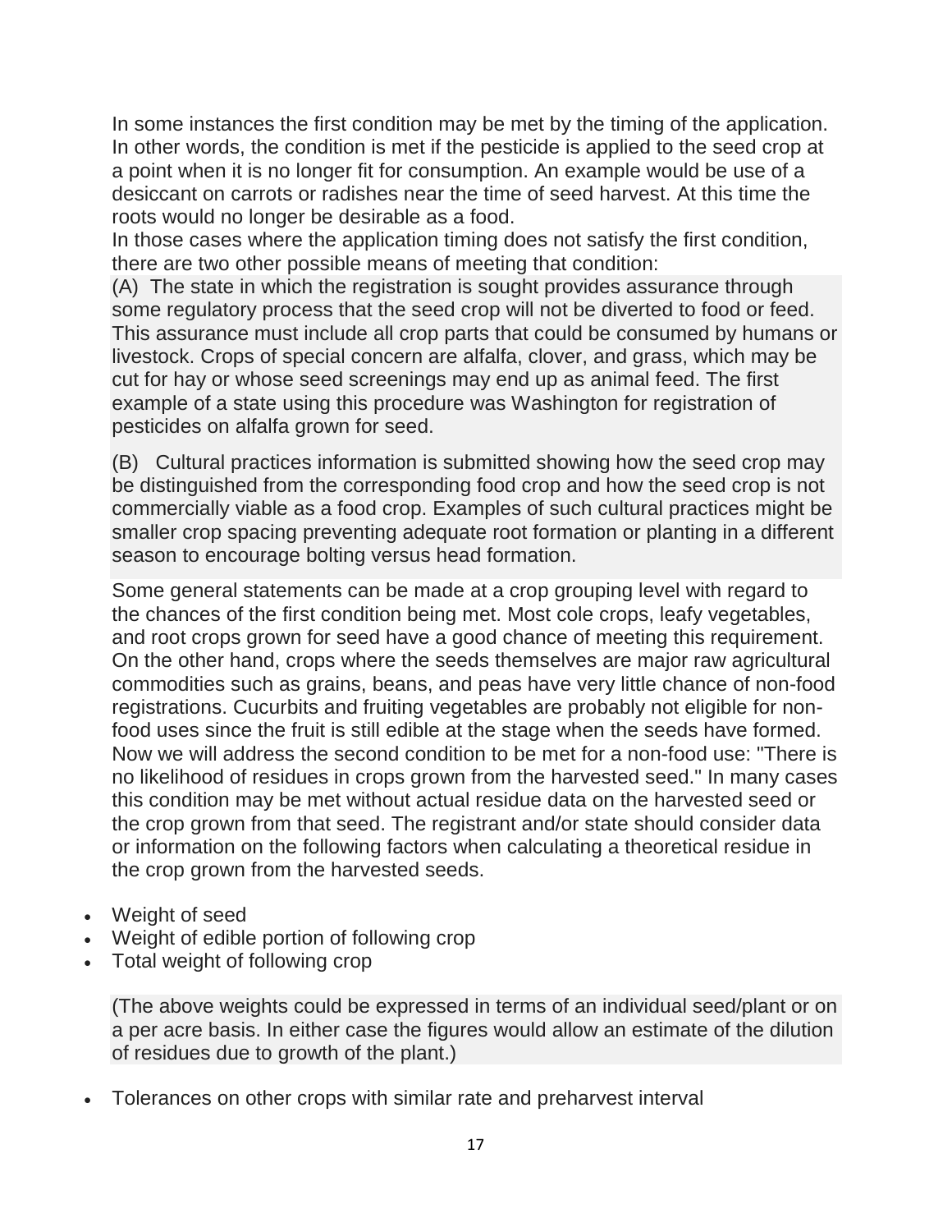In some instances the first condition may be met by the timing of the application. In other words, the condition is met if the pesticide is applied to the seed crop at a point when it is no longer fit for consumption. An example would be use of a desiccant on carrots or radishes near the time of seed harvest. At this time the roots would no longer be desirable as a food.

In those cases where the application timing does not satisfy the first condition, there are two other possible means of meeting that condition:

(A) The state in which the registration is sought provides assurance through some regulatory process that the seed crop will not be diverted to food or feed. This assurance must include all crop parts that could be consumed by humans or livestock. Crops of special concern are alfalfa, clover, and grass, which may be cut for hay or whose seed screenings may end up as animal feed. The first example of a state using this procedure was Washington for registration of pesticides on alfalfa grown for seed.

(B) Cultural practices information is submitted showing how the seed crop may be distinguished from the corresponding food crop and how the seed crop is not commercially viable as a food crop. Examples of such cultural practices might be smaller crop spacing preventing adequate root formation or planting in a different season to encourage bolting versus head formation.

Some general statements can be made at a crop grouping level with regard to the chances of the first condition being met. Most cole crops, leafy vegetables, and root crops grown for seed have a good chance of meeting this requirement. On the other hand, crops where the seeds themselves are major raw agricultural commodities such as grains, beans, and peas have very little chance of non-food registrations. Cucurbits and fruiting vegetables are probably not eligible for non-food uses since the fruit is still edible at the stage when the seeds have formed.

Now we will address the second condition to be met for a non-food use: "There is no likelihood of residues in crops grown from the harvested seed." In many cases this condition may be met without actual residue data on the harvested seed or the crop grown from that seed. The registrant and/or state should consider data or information on the following factors when calculating a theoretical residue in the crop grown from the harvested seeds.

- Weight of seed
- Weight of edible portion of following crop
- Total weight of following crop

(The above weights could be expressed in terms of an individual seed/plant or on a per acre basis. In either case the figures would allow an estimate of the dilution of residues due to growth of the plant.)

- Tolerances on other crops with similar rate and preharvest interval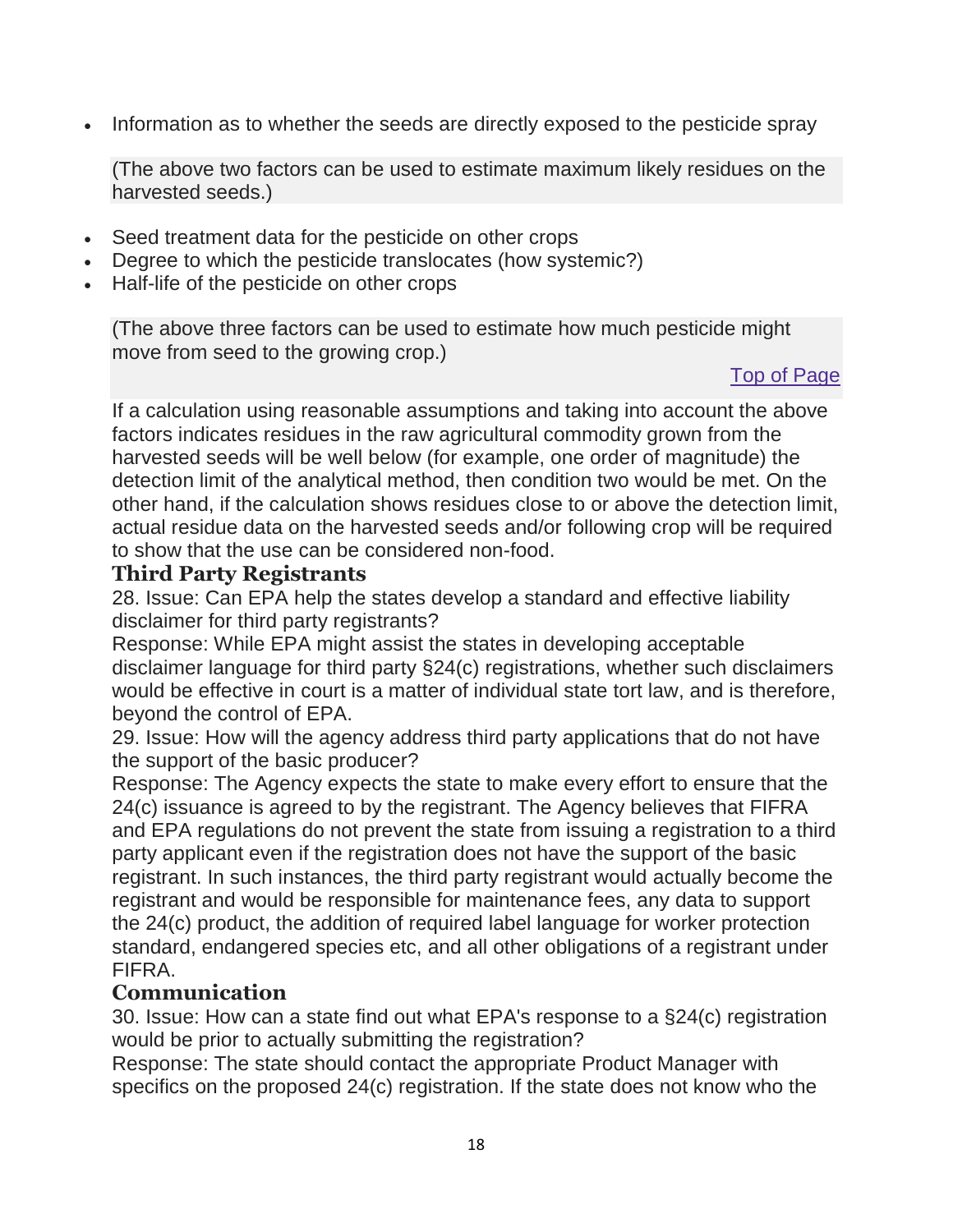- Information as to whether the seeds are directly exposed to the pesticide spray

(The above two factors can be used to estimate maximum likely residues on the harvested seeds.)

- Seed treatment data for the pesticide on other crops
- Degree to which the pesticide translocates (how systemic?)
- Half-life of the pesticide on other crops

(The above three factors can be used to estimate how much pesticide might move from seed to the growing crop.)

Top of Page

If a calculation using reasonable assumptions and taking into account the above factors indicates residues in the raw agricultural commodity grown from the harvested seeds will be well below (for example, one order of magnitude) the detection limit of the analytical method, then condition two would be met. On the other hand, if the calculation shows residues close to or above the detection limit, actual residue data on the harvested seeds and/or following crop will be required to show that the use can be considered non-food.

### Third Party Registrants

28. Issue: Can EPA help the states develop a standard and effective liability disclaimer for third party registrants?

Response: While EPA might assist the states in developing acceptable disclaimer language for third party §24(c) registrations, whether such disclaimers would be effective in court is a matter of individual state tort law, and is therefore, beyond the control of EPA.

29. Issue: How will the agency address third party applications that do not have the support of the basic producer?

Response: The Agency expects the state to make every effort to ensure that the 24(c) issuance is agreed to by the registrant. The Agency believes that FIFRA and EPA regulations do not prevent the state from issuing a registration to a third party applicant even if the registration does not have the support of the basic registrant. In such instances, the third party registrant would actually become the registrant and would be responsible for maintenance fees, any data to support the 24(c) product, the addition of required label language for worker protection standard, endangered species etc, and all other obligations of a registrant under FIFRA.

### Communication

30. Issue: How can a state find out what EPA's response to a §24(c) registration would be prior to actually submitting the registration?

Response: The state should contact the appropriate Product Manager with specifics on the proposed 24(c) registration. If the state does not know who the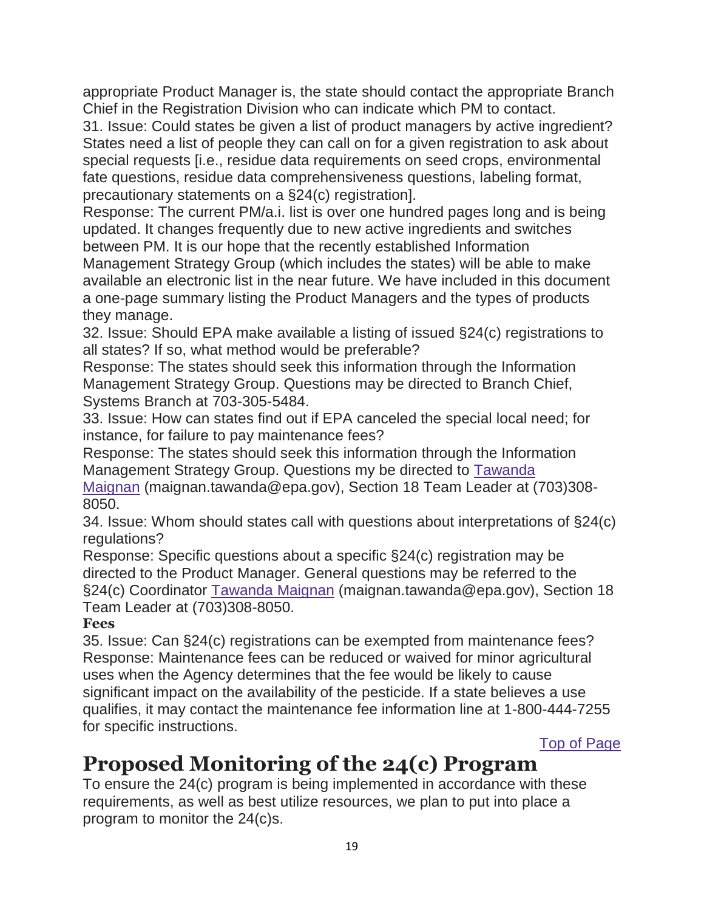appropriate Product Manager is, the state should contact the appropriate Branch Chief in the Registration Division who can indicate which PM to contact.

31. Issue: Could states be given a list of product managers by active ingredient? States need a list of people they can call on for a given registration to ask about special requests [i.e., residue data requirements on seed crops, environmental fate questions, residue data comprehensiveness questions, labeling format, precautionary statements on a §24(c) registration].

Response: The current PM/a.i. list is over one hundred pages long and is being updated. It changes frequently due to new active ingredients and switches between PM. It is our hope that the recently established Information Management Strategy Group (which includes the states) will be able to make available an electronic list in the near future. We have included in this document a one-page summary listing the Product Managers and the types of products they manage.

32. Issue: Should EPA make available a listing of issued §24(c) registrations to all states? If so, what method would be preferable?

Response: The states should seek this information through the Information Management Strategy Group. Questions may be directed to Branch Chief, Systems Branch at 703-305-5484.

33. Issue: How can states find out if EPA canceled the special local need; for instance, for failure to pay maintenance fees?

Response: The states should seek this information through the Information Management Strategy Group. Questions my be directed to Tawanda Maignan (maignan.tawanda@epa.gov), Section 18 Team Leader at (703)308-8050.

34. Issue: Whom should states call with questions about interpretations of §24(c) regulations?

Response: Specific questions about a specific §24(c) registration may be directed to the Product Manager. General questions may be referred to the §24(c) Coordinator Tawanda Maignan (maignan.tawanda@epa.gov), Section 18 Team Leader at (703)308-8050.

**Fees**

35. Issue: Can §24(c) registrations can be exempted from maintenance fees?

Response: Maintenance fees can be reduced or waived for minor agricultural uses when the Agency determines that the fee would be likely to cause significant impact on the availability of the pesticide. If a state believes a use qualifies, it may contact the maintenance fee information line at 1-800-444-7255 for specific instructions.

Top of Page

# Proposed Monitoring of the 24(c) Program

To ensure the 24(c) program is being implemented in accordance with these requirements, as well as best utilize resources, we plan to put into place a program to monitor the 24(c)s.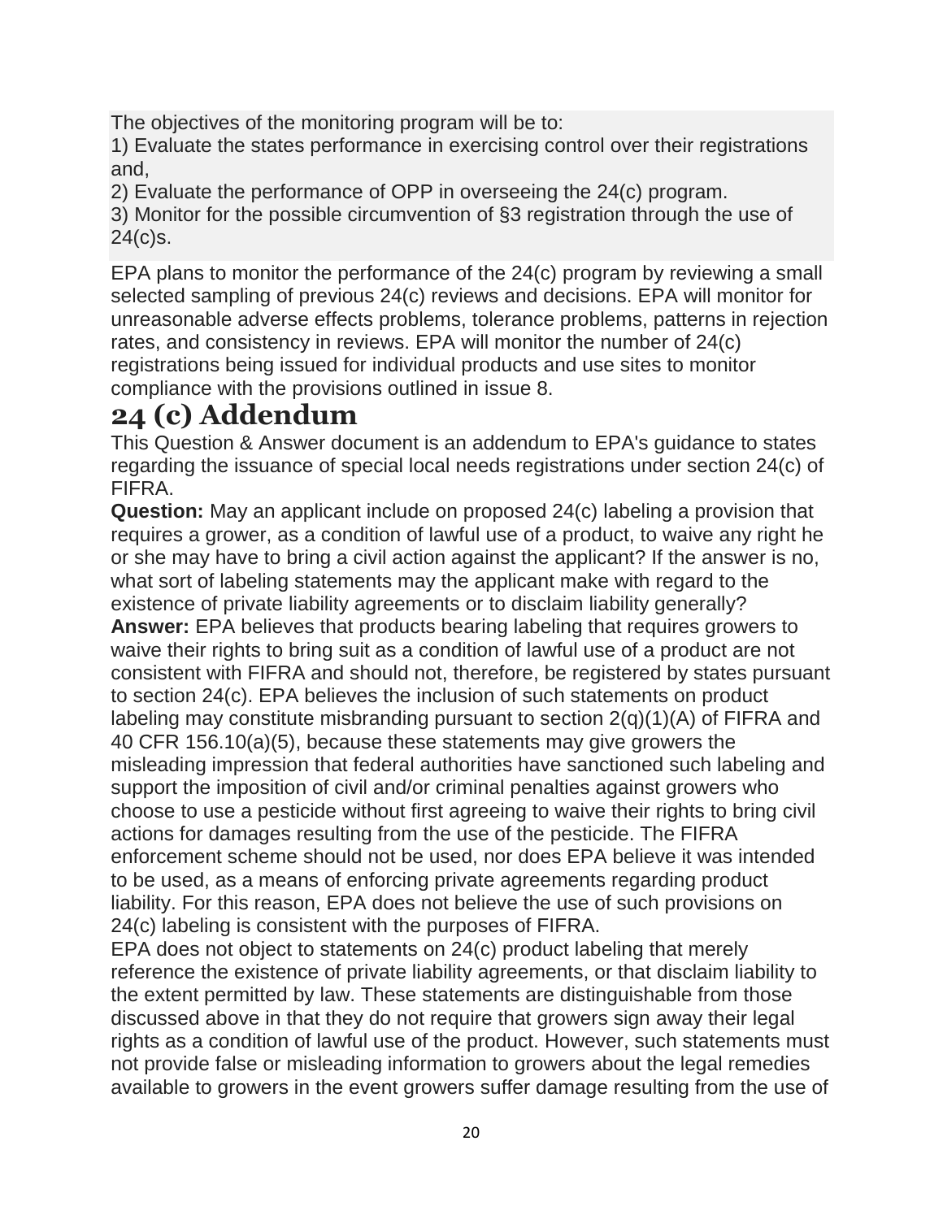The objectives of the monitoring program will be to:

1) Evaluate the states performance in exercising control over their registrations and,

2) Evaluate the performance of OPP in overseeing the 24(c) program.

3) Monitor for the possible circumvention of §3 registration through the use of 24(c)s.

EPA plans to monitor the performance of the 24(c) program by reviewing a small selected sampling of previous 24(c) reviews and decisions. EPA will monitor for unreasonable adverse effects problems, tolerance problems, patterns in rejection rates, and consistency in reviews. EPA will monitor the number of 24(c) registrations being issued for individual products and use sites to monitor compliance with the provisions outlined in issue 8.

# 24 (c) Addendum

This Question & Answer document is an addendum to EPA's guidance to states regarding the issuance of special local needs registrations under section 24(c) of FIFRA.

**Question:** May an applicant include on proposed 24(c) labeling a provision that requires a grower, as a condition of lawful use of a product, to waive any right he or she may have to bring a civil action against the applicant? If the answer is no, what sort of labeling statements may the applicant make with regard to the existence of private liability agreements or to disclaim liability generally?

**Answer:** EPA believes that products bearing labeling that requires growers to waive their rights to bring suit as a condition of lawful use of a product are not consistent with FIFRA and should not, therefore, be registered by states pursuant to section 24(c). EPA believes the inclusion of such statements on product labeling may constitute misbranding pursuant to section 2(q)(1)(A) of FIFRA and 40 CFR 156.10(a)(5), because these statements may give growers the misleading impression that federal authorities have sanctioned such labeling and support the imposition of civil and/or criminal penalties against growers who choose to use a pesticide without first agreeing to waive their rights to bring civil actions for damages resulting from the use of the pesticide. The FIFRA enforcement scheme should not be used, nor does EPA believe it was intended to be used, as a means of enforcing private agreements regarding product liability. For this reason, EPA does not believe the use of such provisions on 24(c) labeling is consistent with the purposes of FIFRA.

EPA does not object to statements on 24(c) product labeling that merely reference the existence of private liability agreements, or that disclaim liability to the extent permitted by law. These statements are distinguishable from those discussed above in that they do not require that growers sign away their legal rights as a condition of lawful use of the product. However, such statements must not provide false or misleading information to growers about the legal remedies available to growers in the event growers suffer damage resulting from the use of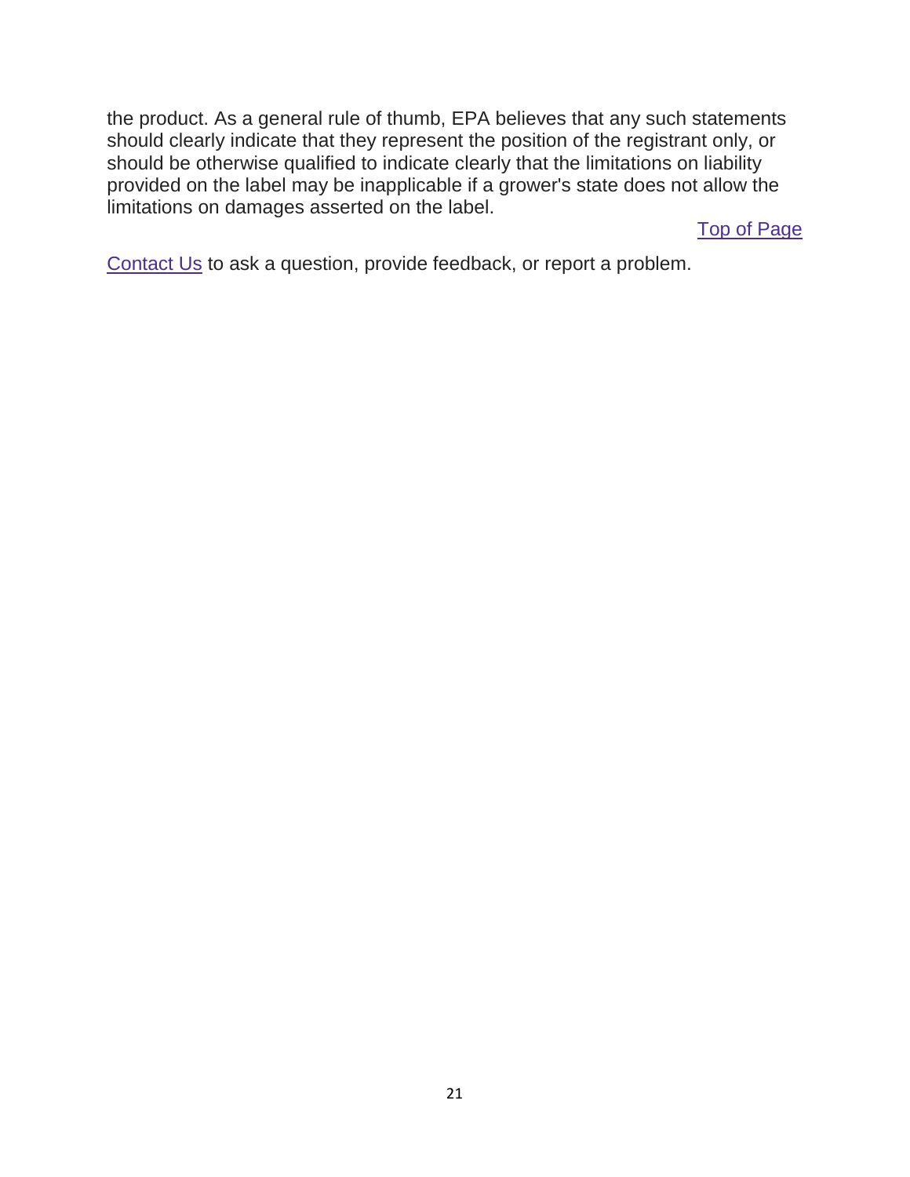the product. As a general rule of thumb, EPA believes that any such statements should clearly indicate that they represent the position of the registrant only, or should be otherwise qualified to indicate clearly that the limitations on liability provided on the label may be inapplicable if a grower's state does not allow the limitations on damages asserted on the label.

Top of Page

Contact Us to ask a question, provide feedback, or report a problem.